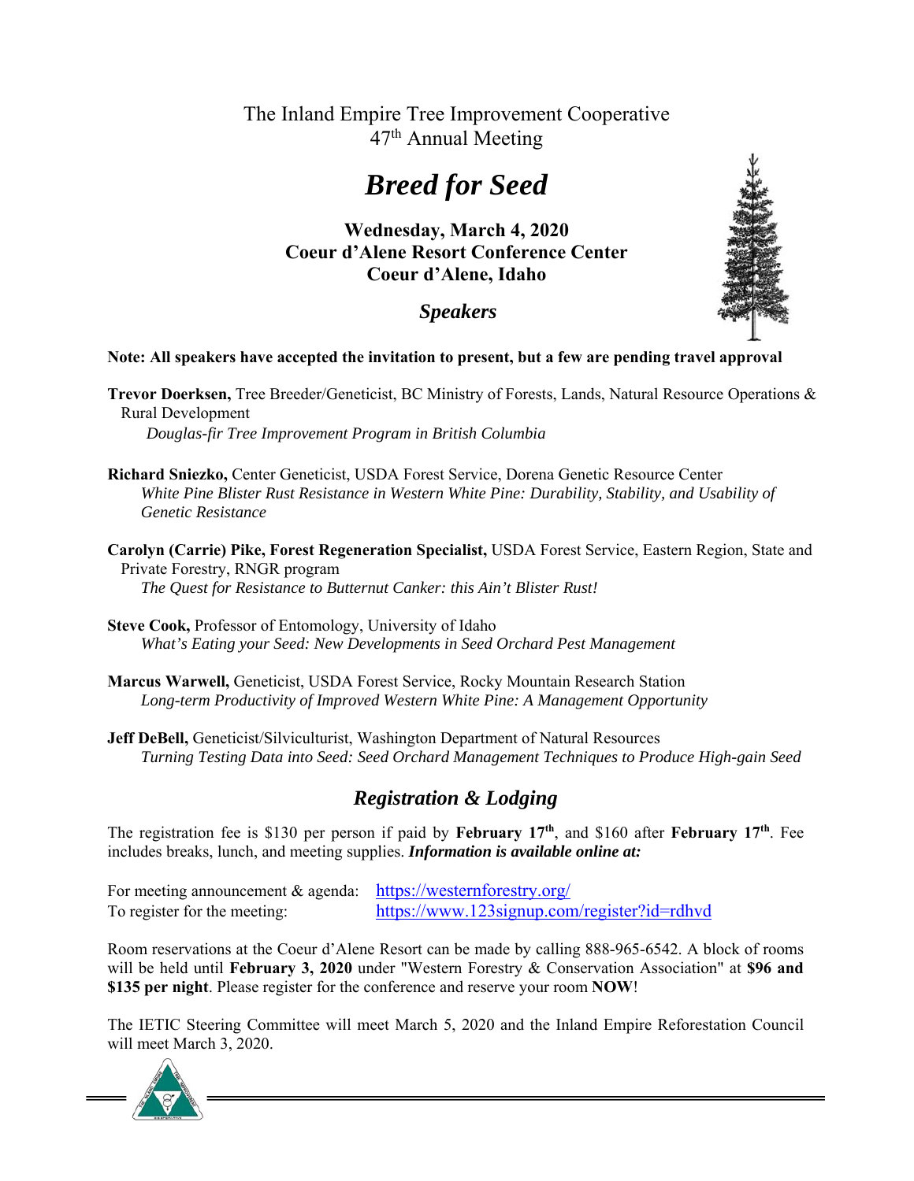The Inland Empire Tree Improvement Cooperative
47th Annual Meeting

# *Breed for Seed*

**Wednesday, March 4, 2020**
**Coeur d'Alene Resort Conference Center**
**Coeur d'Alene, Idaho**

## *Speakers*

**Note: All speakers have accepted the invitation to present, but a few are pending travel approval**

**Trevor Doerksen,** Tree Breeder/Geneticist, BC Ministry of Forests, Lands, Natural Resource Operations & Rural Development
*Douglas-fir Tree Improvement Program in British Columbia*

**Richard Sniezko,** Center Geneticist, USDA Forest Service, Dorena Genetic Resource Center
*White Pine Blister Rust Resistance in Western White Pine: Durability, Stability, and Usability of Genetic Resistance*

**Carolyn (Carrie) Pike, Forest Regeneration Specialist,** USDA Forest Service, Eastern Region, State and Private Forestry, RNGR program
*The Quest for Resistance to Butternut Canker: this Ain't Blister Rust!*

**Steve Cook,** Professor of Entomology, University of Idaho
*What's Eating your Seed: New Developments in Seed Orchard Pest Management*

**Marcus Warwell,** Geneticist, USDA Forest Service, Rocky Mountain Research Station
*Long-term Productivity of Improved Western White Pine: A Management Opportunity*

**Jeff DeBell,** Geneticist/Silviculturist, Washington Department of Natural Resources
*Turning Testing Data into Seed: Seed Orchard Management Techniques to Produce High-gain Seed*

## *Registration & Lodging*

The registration fee is $130 per person if paid by **February 17th**, and $160 after **February 17th**. Fee includes breaks, lunch, and meeting supplies. ***Information is available online at:***

For meeting announcement & agenda: https://westernforestry.org/
To register for the meeting: https://www.123signup.com/register?id=rdhvd

Room reservations at the Coeur d'Alene Resort can be made by calling 888-965-6542. A block of rooms will be held until **February 3, 2020** under "Western Forestry & Conservation Association" at **$96 and $135 per night**. Please register for the conference and reserve your room **NOW**!

The IETIC Steering Committee will meet March 5, 2020 and the Inland Empire Reforestation Council will meet March 3, 2020.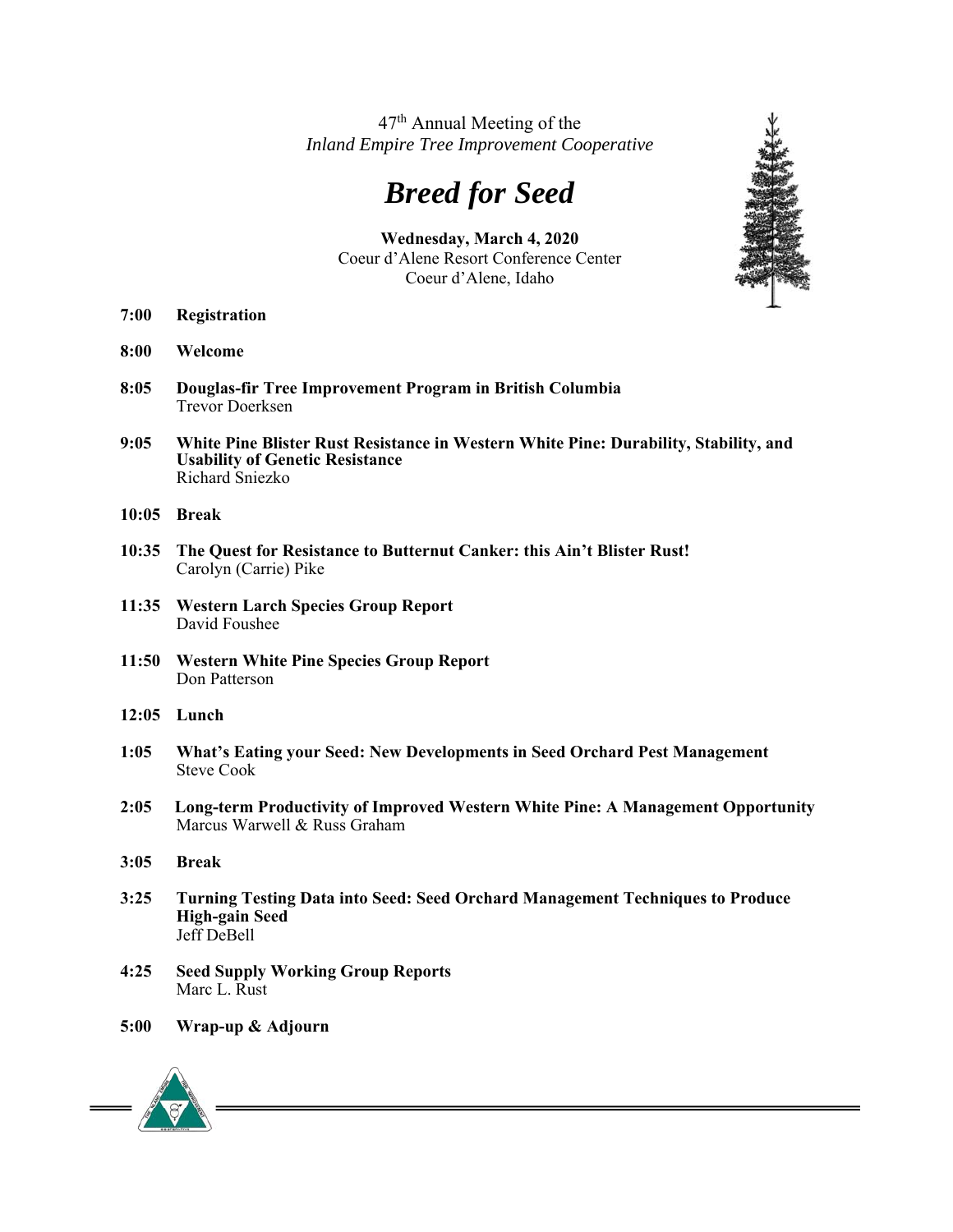47th Annual Meeting of the
*Inland Empire Tree Improvement Cooperative*

# *Breed for Seed*

**Wednesday, March 4, 2020**
Coeur d'Alene Resort Conference Center
Coeur d'Alene, Idaho

**7:00 Registration**

**8:00 Welcome**

**8:05 Douglas-fir Tree Improvement Program in British Columbia**
Trevor Doerksen

**9:05 White Pine Blister Rust Resistance in Western White Pine: Durability, Stability, and Usability of Genetic Resistance**
Richard Sniezko

**10:05 Break**

**10:35 The Quest for Resistance to Butternut Canker: this Ain't Blister Rust!**
Carolyn (Carrie) Pike

**11:35 Western Larch Species Group Report**
David Foushee

**11:50 Western White Pine Species Group Report**
Don Patterson

**12:05 Lunch**

**1:05 What's Eating your Seed: New Developments in Seed Orchard Pest Management**
Steve Cook

**2:05 Long-term Productivity of Improved Western White Pine: A Management Opportunity**
Marcus Warwell & Russ Graham

**3:05 Break**

**3:25 Turning Testing Data into Seed: Seed Orchard Management Techniques to Produce High-gain Seed**
Jeff DeBell

**4:25 Seed Supply Working Group Reports**
Marc L. Rust

**5:00 Wrap-up & Adjourn**